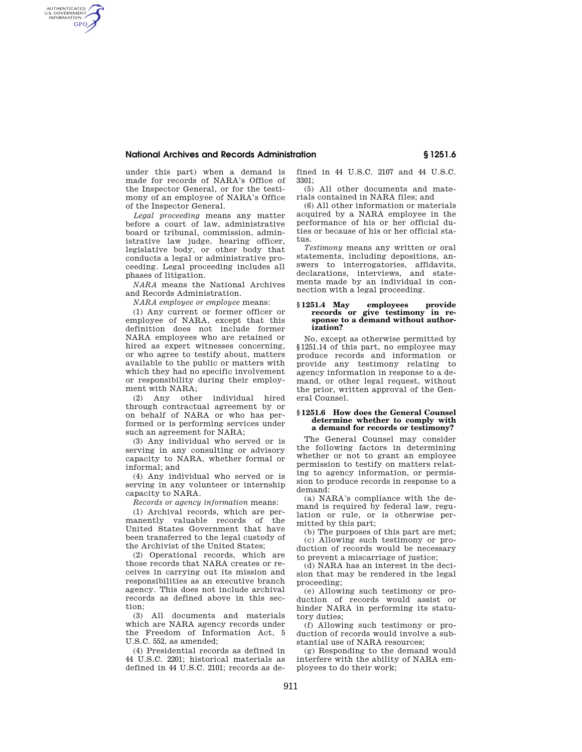under this part) when a demand is made for records of NARA's Office of the Inspector General, or for the testimony of an employee of NARA's Office of the Inspector General.

*Legal proceeding* means any matter before a court of law, administrative board or tribunal, commission, administrative law judge, hearing officer, legislative body, or other body that conducts a legal or administrative proceeding. Legal proceeding includes all phases of litigation.

*NARA* means the National Archives and Records Administration.

*NARA employee or employee* means:

(1) Any current or former officer or employee of NARA, except that this definition does not include former NARA employees who are retained or hired as expert witnesses concerning, or who agree to testify about, matters available to the public or matters with which they had no specific involvement or responsibility during their employment with NARA;

(2) Any other individual hired through contractual agreement by or on behalf of NARA or who has performed or is performing services under such an agreement for NARA;

(3) Any individual who served or is serving in any consulting or advisory capacity to NARA, whether formal or informal; and

(4) Any individual who served or is serving in any volunteer or internship capacity to NARA.

*Records or agency information* means:

(1) Archival records, which are permanently valuable records of the United States Government that have been transferred to the legal custody of the Archivist of the United States;

(2) Operational records, which are those records that NARA creates or receives in carrying out its mission and responsibilities as an executive branch agency. This does not include archival records as defined above in this section;

(3) All documents and materials which are NARA agency records under the Freedom of Information Act, 5 U.S.C. 552, as amended;

(4) Presidential records as defined in 44 U.S.C. 2201; historical materials as defined in 44 U.S.C. 2101; records as defined in 44 U.S.C. 2107 and 44 U.S.C. 3301;

(5) All other documents and materials contained in NARA files; and

(6) All other information or materials acquired by a NARA employee in the performance of his or her official duties or because of his or her official status.

*Testimony* means any written or oral statements, including depositions, answers to interrogatories, affidavits, declarations, interviews, and statements made by an individual in connection with a legal proceeding.

### § 1251.4 May employees provide records or give testimony in response to a demand without authorization?

No, except as otherwise permitted by §1251.14 of this part, no employee may produce records and information or provide any testimony relating to agency information in response to a demand, or other legal request, without the prior, written approval of the General Counsel.

### § 1251.6 How does the General Counsel determine whether to comply with a demand for records or testimony?

The General Counsel may consider the following factors in determining whether or not to grant an employee permission to testify on matters relating to agency information, or permission to produce records in response to a demand:

(a) NARA's compliance with the demand is required by federal law, regulation or rule, or is otherwise permitted by this part;

(b) The purposes of this part are met;

(c) Allowing such testimony or production of records would be necessary to prevent a miscarriage of justice;

(d) NARA has an interest in the decision that may be rendered in the legal proceeding;

(e) Allowing such testimony or production of records would assist or hinder NARA in performing its statutory duties;

(f) Allowing such testimony or production of records would involve a substantial use of NARA resources;

(g) Responding to the demand would interfere with the ability of NARA employees to do their work;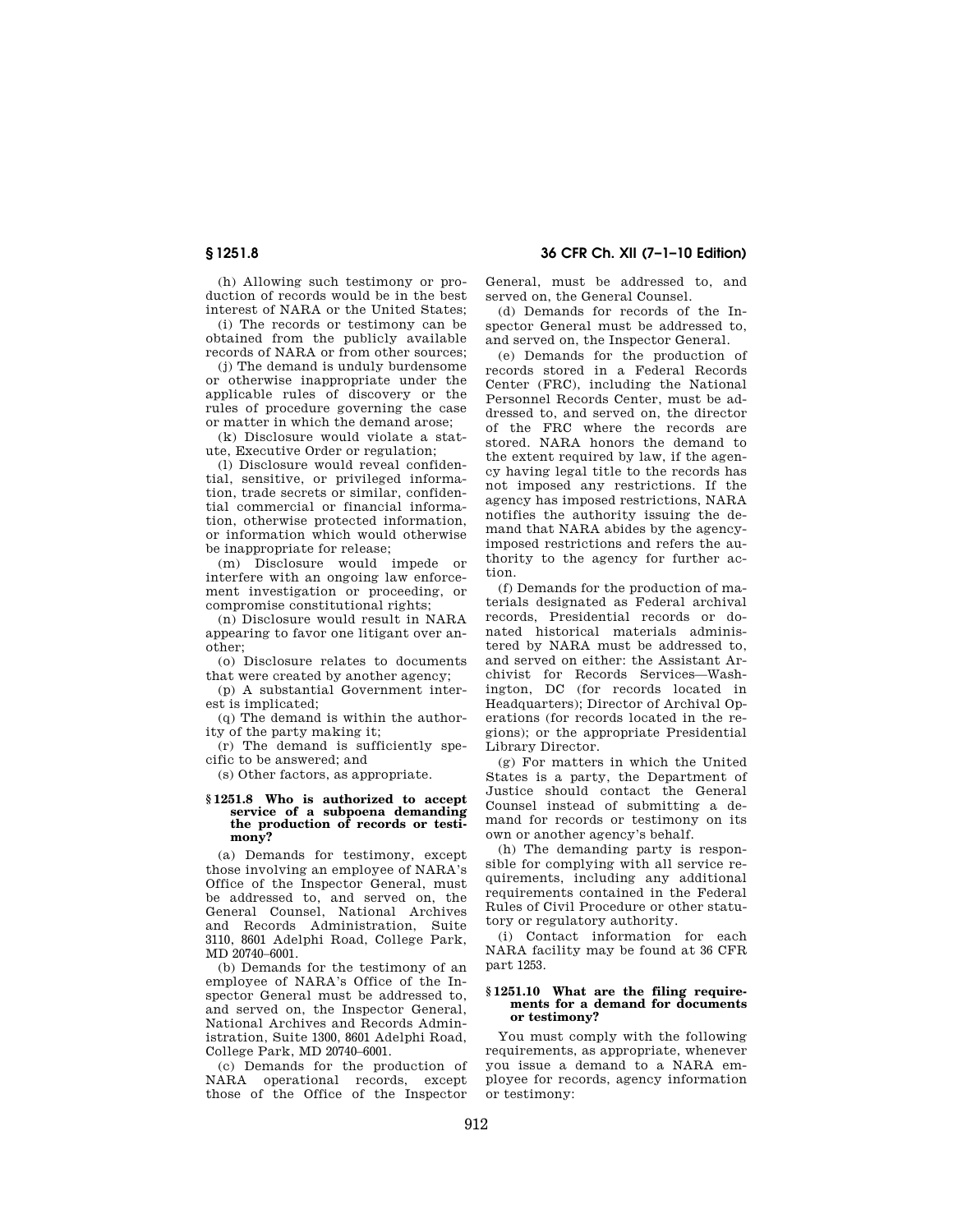(h) Allowing such testimony or production of records would be in the best interest of NARA or the United States;

(i) The records or testimony can be obtained from the publicly available records of NARA or from other sources;

(j) The demand is unduly burdensome or otherwise inappropriate under the applicable rules of discovery or the rules of procedure governing the case or matter in which the demand arose;

(k) Disclosure would violate a statute, Executive Order or regulation;

(l) Disclosure would reveal confidential, sensitive, or privileged information, trade secrets or similar, confidential commercial or financial information, otherwise protected information, or information which would otherwise be inappropriate for release;

(m) Disclosure would impede or interfere with an ongoing law enforcement investigation or proceeding, or compromise constitutional rights;

(n) Disclosure would result in NARA appearing to favor one litigant over another;

(o) Disclosure relates to documents that were created by another agency;

(p) A substantial Government interest is implicated;

(q) The demand is within the authority of the party making it;

(r) The demand is sufficiently specific to be answered; and

(s) Other factors, as appropriate.

### § 1251.8 Who is authorized to accept service of a subpoena demanding the production of records or testimony?

(a) Demands for testimony, except those involving an employee of NARA's Office of the Inspector General, must be addressed to, and served on, the General Counsel, National Archives and Records Administration, Suite 3110, 8601 Adelphi Road, College Park, MD 20740–6001.

(b) Demands for the testimony of an employee of NARA's Office of the Inspector General must be addressed to, and served on, the Inspector General, National Archives and Records Administration, Suite 1300, 8601 Adelphi Road, College Park, MD 20740–6001.

(c) Demands for the production of NARA operational records, except those of the Office of the Inspector General, must be addressed to, and served on, the General Counsel.

(d) Demands for records of the Inspector General must be addressed to, and served on, the Inspector General.

(e) Demands for the production of records stored in a Federal Records Center (FRC), including the National Personnel Records Center, must be addressed to, and served on, the director of the FRC where the records are stored. NARA honors the demand to the extent required by law, if the agency having legal title to the records has not imposed any restrictions. If the agency has imposed restrictions, NARA notifies the authority issuing the demand that NARA abides by the agency-imposed restrictions and refers the authority to the agency for further action.

(f) Demands for the production of materials designated as Federal archival records, Presidential records or donated historical materials administered by NARA must be addressed to, and served on either: the Assistant Archivist for Records Services—Washington, DC (for records located in Headquarters); Director of Archival Operations (for records located in the regions); or the appropriate Presidential Library Director.

(g) For matters in which the United States is a party, the Department of Justice should contact the General Counsel instead of submitting a demand for records or testimony on its own or another agency's behalf.

(h) The demanding party is responsible for complying with all service requirements, including any additional requirements contained in the Federal Rules of Civil Procedure or other statutory or regulatory authority.

(i) Contact information for each NARA facility may be found at 36 CFR part 1253.

### § 1251.10 What are the filing requirements for a demand for documents or testimony?

You must comply with the following requirements, as appropriate, whenever you issue a demand to a NARA employee for records, agency information or testimony: